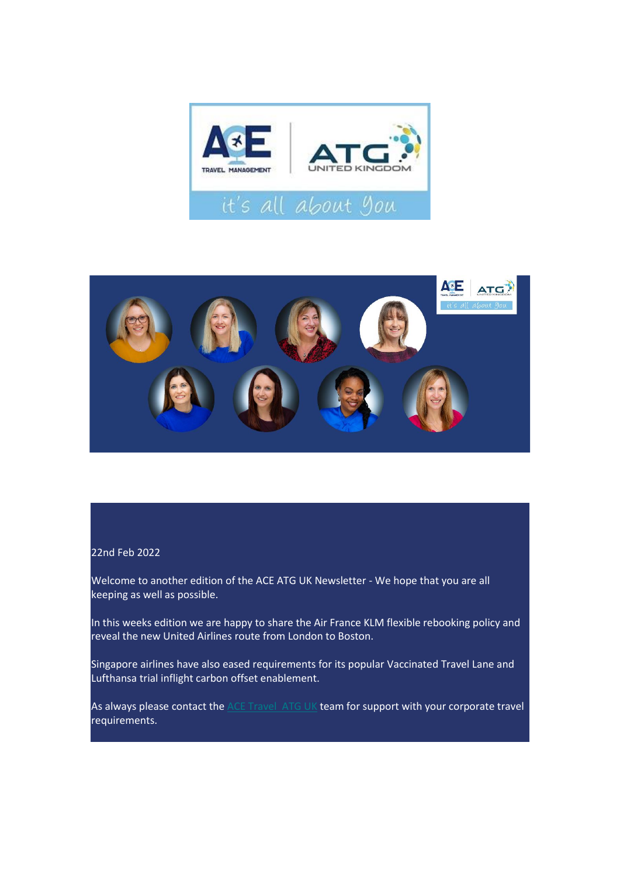22nd Feb 2022

Welcome to another edition of the ACE ATG UK Newsletter - We hope that you are all keeping as well as possible.

In this weeks edition we are happy to share the Air France KLM flexible rebooking policy and reveal the new United Airlines route from London to Boston.

Singapore airlines have also eased requirements for its popular Vaccinated Travel Lane and Lufthansa trial inflight carbon offset enablement.

As always please contact the ACE Travel ATG UK team for support with your corporate travel requirements.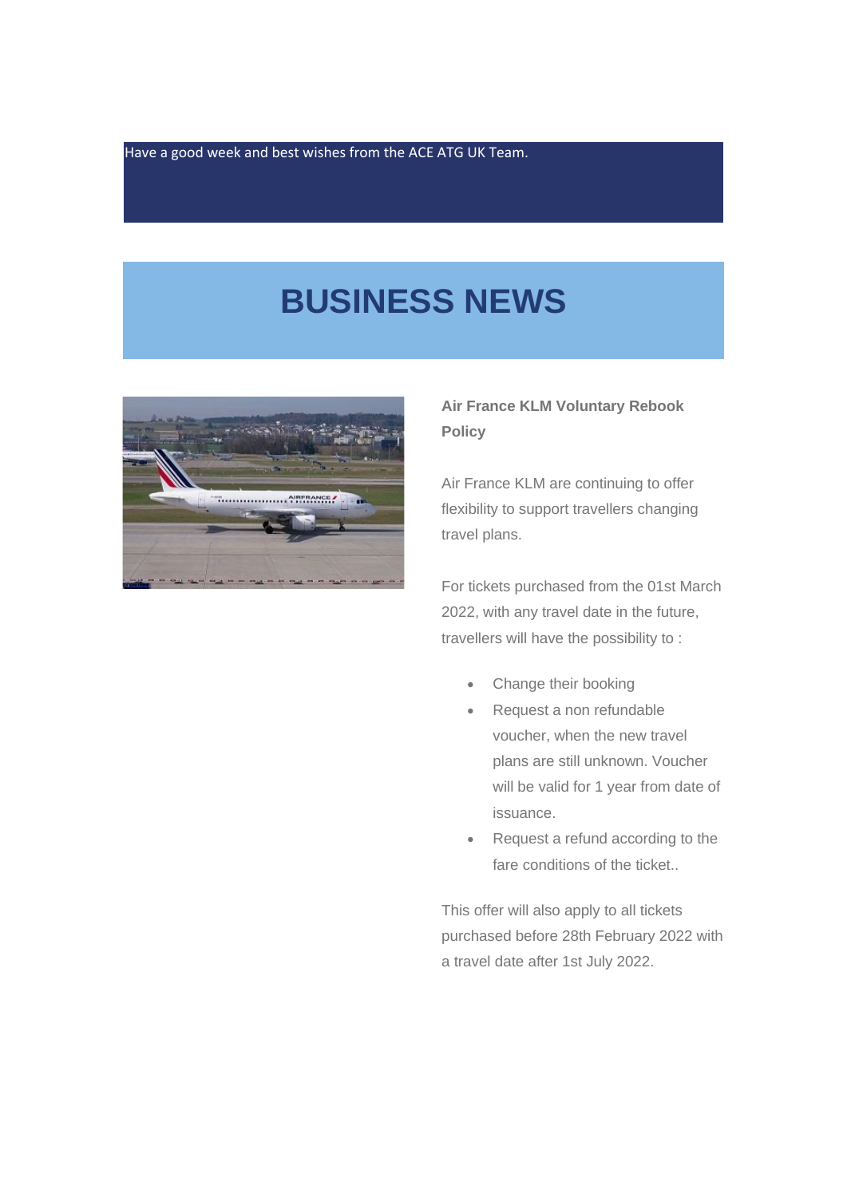Have a good week and best wishes from the ACE ATG UK Team.

# BUSINESS NEWS

**Air France KLM Voluntary Rebook Policy**

Air France KLM are continuing to offer flexibility to support travellers changing travel plans.

For tickets purchased from the 01st March 2022, with any travel date in the future, travellers will have the possibility to :

- Change their booking
- Request a non refundable voucher, when the new travel plans are still unknown. Voucher will be valid for 1 year from date of issuance.
- Request a refund according to the fare conditions of the ticket..

This offer will also apply to all tickets purchased before 28th February 2022 with a travel date after 1st July 2022.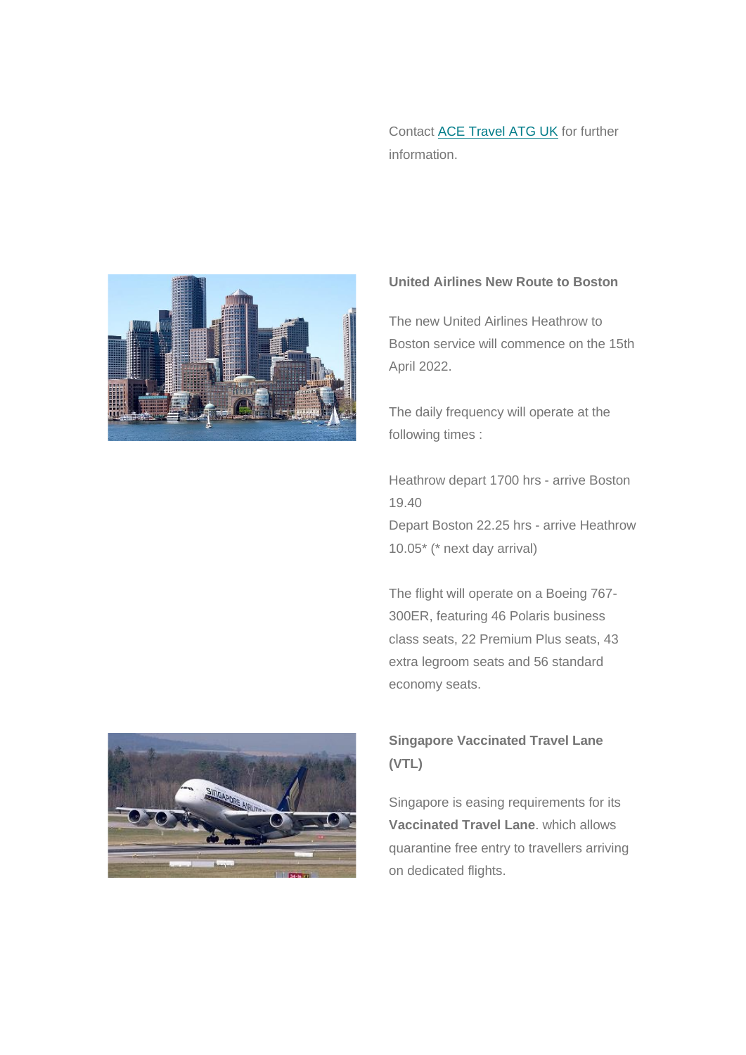Contact [ACE Travel ATG UK] for further information.

### United Airlines New Route to Boston

The new United Airlines Heathrow to Boston service will commence on the 15th April 2022.

The daily frequency will operate at the following times :

Heathrow depart 1700 hrs - arrive Boston 19.40
Depart Boston 22.25 hrs - arrive Heathrow 10.05* (* next day arrival)

The flight will operate on a Boeing 767-300ER, featuring 46 Polaris business class seats, 22 Premium Plus seats, 43 extra legroom seats and 56 standard economy seats.

### Singapore Vaccinated Travel Lane (VTL)

Singapore is easing requirements for its **Vaccinated Travel Lane**. which allows quarantine free entry to travellers arriving on dedicated flights.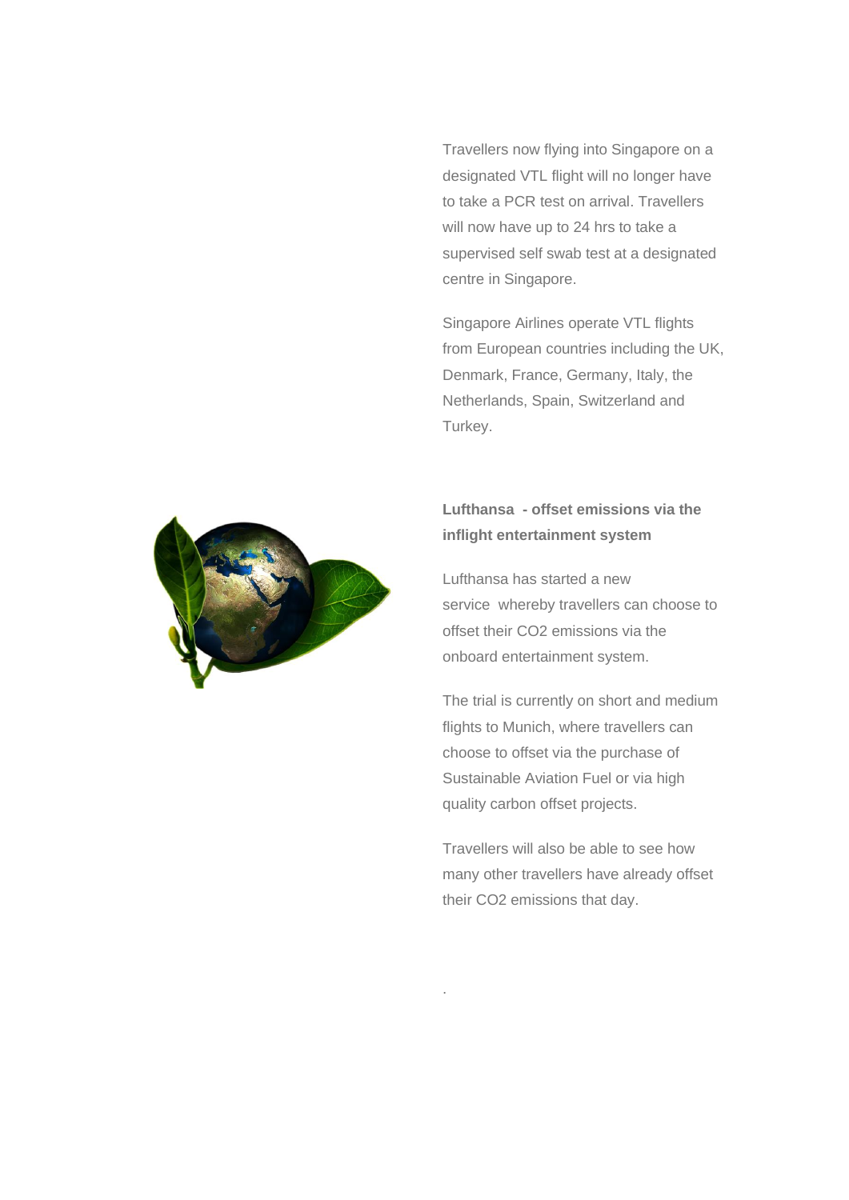Travellers now flying into Singapore on a designated VTL flight will no longer have to take a PCR test on arrival. Travellers will now have up to 24 hrs to take a supervised self swab test at a designated centre in Singapore.

Singapore Airlines operate VTL flights from European countries including the UK, Denmark, France, Germany, Italy, the Netherlands, Spain, Switzerland and Turkey.

**Lufthansa - offset emissions via the inflight entertainment system**

Lufthansa has started a new service whereby travellers can choose to offset their $CO_2$ emissions via the onboard entertainment system.

The trial is currently on short and medium flights to Munich, where travellers can choose to offset via the purchase of Sustainable Aviation Fuel or via high quality carbon offset projects.

Travellers will also be able to see how many other travellers have already offset their $CO_2$ emissions that day.

.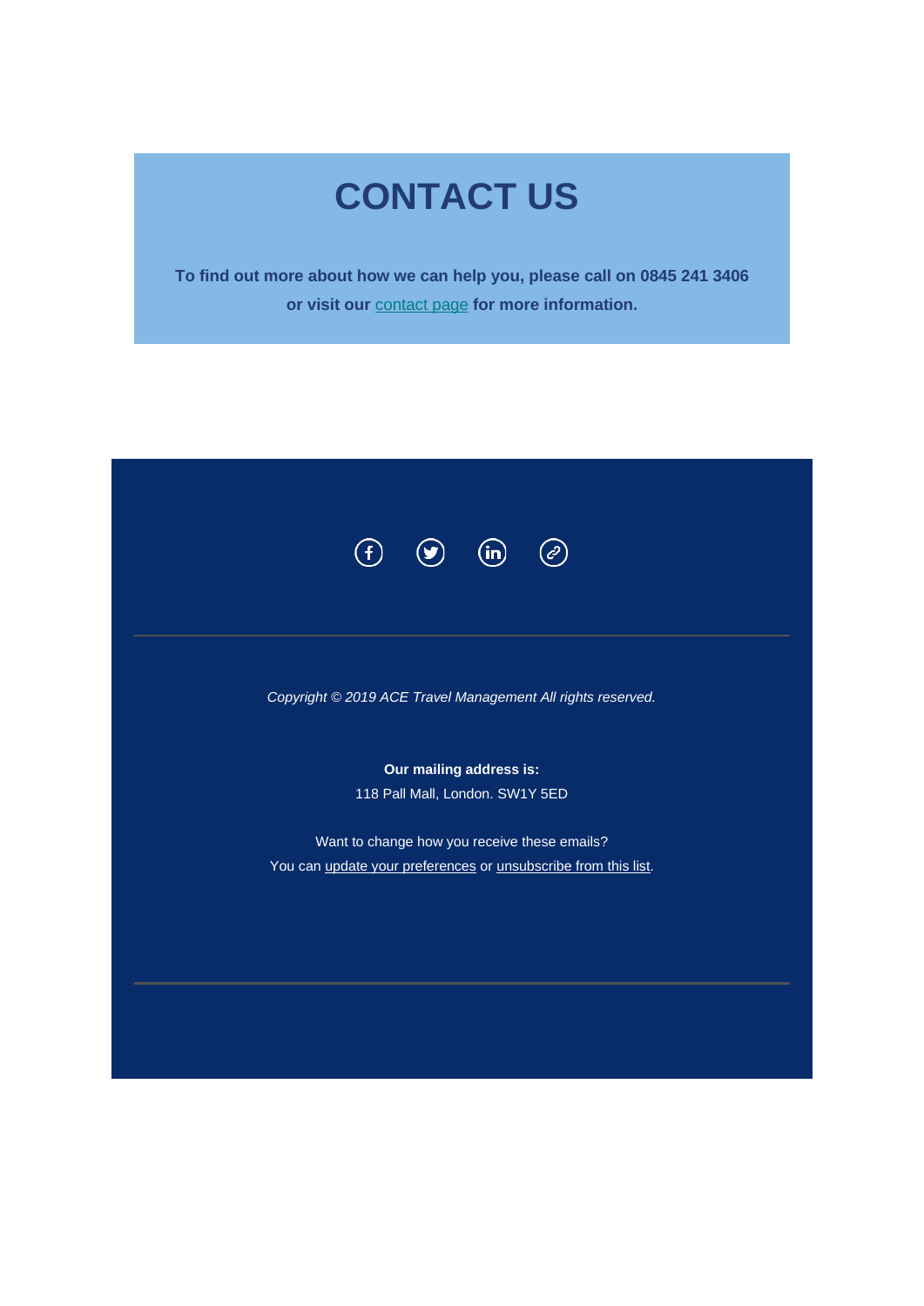# CONTACT US

**To find out more about how we can help you, please call on 0845 241 3406 or visit our contact page for more information.**

---

*Copyright © 2019 ACE Travel Management All rights reserved.*

**Our mailing address is:**
118 Pall Mall, London. SW1Y 5ED

Want to change how you receive these emails?
You can update your preferences or unsubscribe from this list.